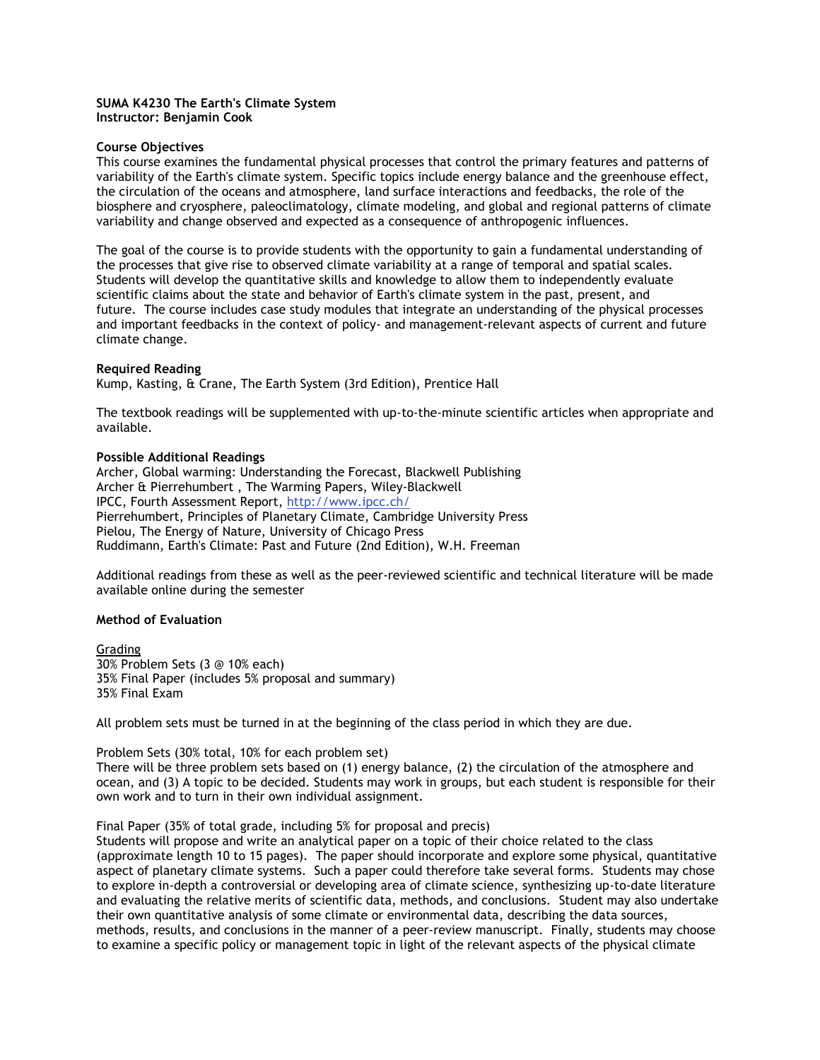**SUMA K4230 The Earth's Climate System**
**Instructor: Benjamin Cook**

**Course Objectives**

This course examines the fundamental physical processes that control the primary features and patterns of variability of the Earth's climate system. Specific topics include energy balance and the greenhouse effect, the circulation of the oceans and atmosphere, land surface interactions and feedbacks, the role of the biosphere and cryosphere, paleoclimatology, climate modeling, and global and regional patterns of climate variability and change observed and expected as a consequence of anthropogenic influences.

The goal of the course is to provide students with the opportunity to gain a fundamental understanding of the processes that give rise to observed climate variability at a range of temporal and spatial scales. Students will develop the quantitative skills and knowledge to allow them to independently evaluate scientific claims about the state and behavior of Earth's climate system in the past, present, and future. The course includes case study modules that integrate an understanding of the physical processes and important feedbacks in the context of policy- and management-relevant aspects of current and future climate change.

**Required Reading**

Kump, Kasting, & Crane, The Earth System (3rd Edition), Prentice Hall

The textbook readings will be supplemented with up-to-the-minute scientific articles when appropriate and available.

**Possible Additional Readings**

Archer, Global warming: Understanding the Forecast, Blackwell Publishing
Archer & Pierrehumbert , The Warming Papers, Wiley-Blackwell
IPCC, Fourth Assessment Report, http://www.ipcc.ch/
Pierrehumbert, Principles of Planetary Climate, Cambridge University Press
Pielou, The Energy of Nature, University of Chicago Press
Ruddimann, Earth's Climate: Past and Future (2nd Edition), W.H. Freeman

Additional readings from these as well as the peer-reviewed scientific and technical literature will be made available online during the semester

**Method of Evaluation**

Grading
30% Problem Sets (3 @ 10% each)
35% Final Paper (includes 5% proposal and summary)
35% Final Exam

All problem sets must be turned in at the beginning of the class period in which they are due.

Problem Sets (30% total, 10% for each problem set)
There will be three problem sets based on (1) energy balance, (2) the circulation of the atmosphere and ocean, and (3) A topic to be decided. Students may work in groups, but each student is responsible for their own work and to turn in their own individual assignment.

Final Paper (35% of total grade, including 5% for proposal and precis)
Students will propose and write an analytical paper on a topic of their choice related to the class (approximate length 10 to 15 pages). The paper should incorporate and explore some physical, quantitative aspect of planetary climate systems. Such a paper could therefore take several forms. Students may chose to explore in-depth a controversial or developing area of climate science, synthesizing up-to-date literature and evaluating the relative merits of scientific data, methods, and conclusions. Student may also undertake their own quantitative analysis of some climate or environmental data, describing the data sources, methods, results, and conclusions in the manner of a peer-review manuscript. Finally, students may choose to examine a specific policy or management topic in light of the relevant aspects of the physical climate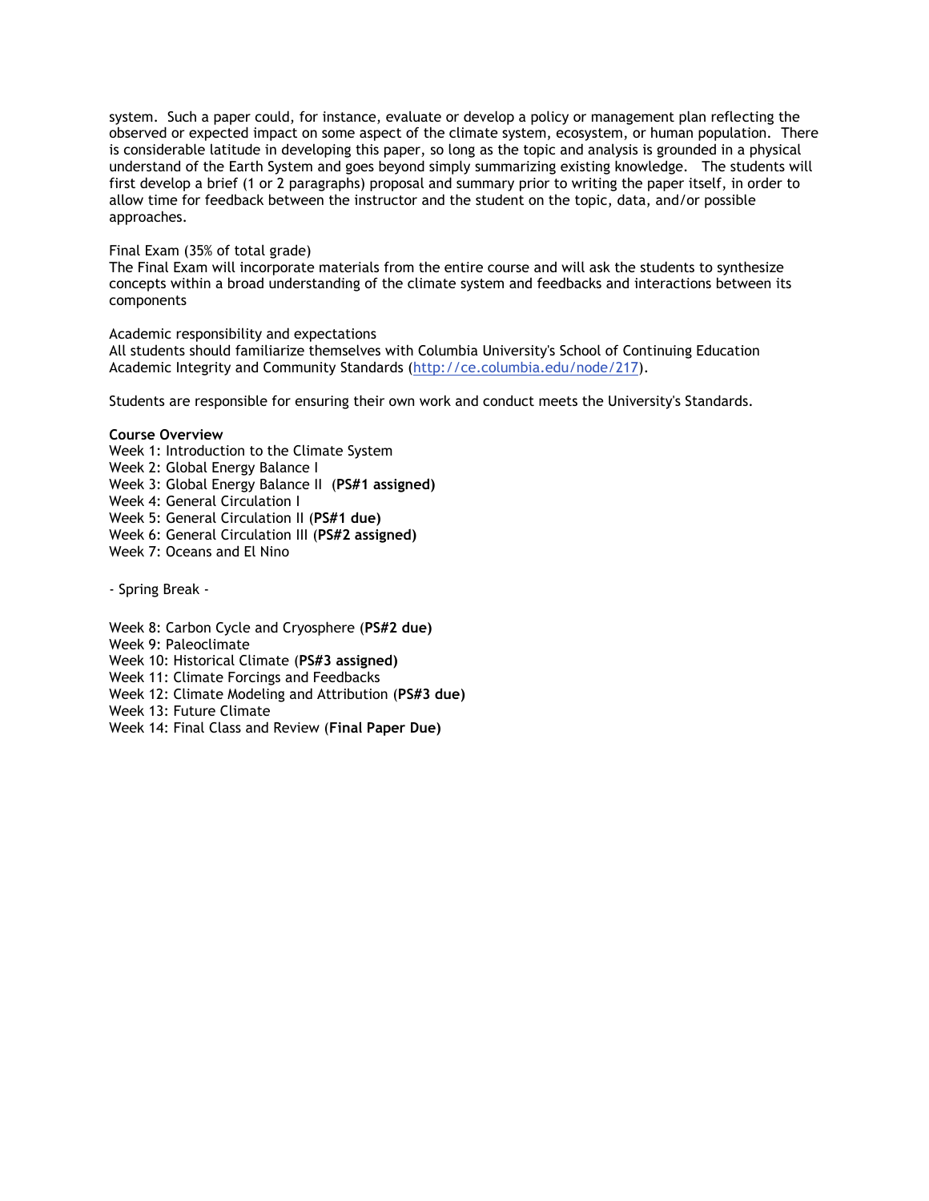system. Such a paper could, for instance, evaluate or develop a policy or management plan reflecting the observed or expected impact on some aspect of the climate system, ecosystem, or human population. There is considerable latitude in developing this paper, so long as the topic and analysis is grounded in a physical understand of the Earth System and goes beyond simply summarizing existing knowledge. The students will first develop a brief (1 or 2 paragraphs) proposal and summary prior to writing the paper itself, in order to allow time for feedback between the instructor and the student on the topic, data, and/or possible approaches.

Final Exam (35% of total grade)
The Final Exam will incorporate materials from the entire course and will ask the students to synthesize concepts within a broad understanding of the climate system and feedbacks and interactions between its components

Academic responsibility and expectations
All students should familiarize themselves with Columbia University's School of Continuing Education Academic Integrity and Community Standards (http://ce.columbia.edu/node/217).

Students are responsible for ensuring their own work and conduct meets the University's Standards.

**Course Overview**

Week 1: Introduction to the Climate System
Week 2: Global Energy Balance I
Week 3: Global Energy Balance II (**PS#1 assigned)**
Week 4: General Circulation I
Week 5: General Circulation II (**PS#1 due)**
Week 6: General Circulation III (**PS#2 assigned)**
Week 7: Oceans and El Nino

- Spring Break -

Week 8: Carbon Cycle and Cryosphere (**PS#2 due)**
Week 9: Paleoclimate
Week 10: Historical Climate (**PS#3 assigned)**
Week 11: Climate Forcings and Feedbacks
Week 12: Climate Modeling and Attribution (**PS#3 due)**
Week 13: Future Climate
Week 14: Final Class and Review (**Final Paper Due)**